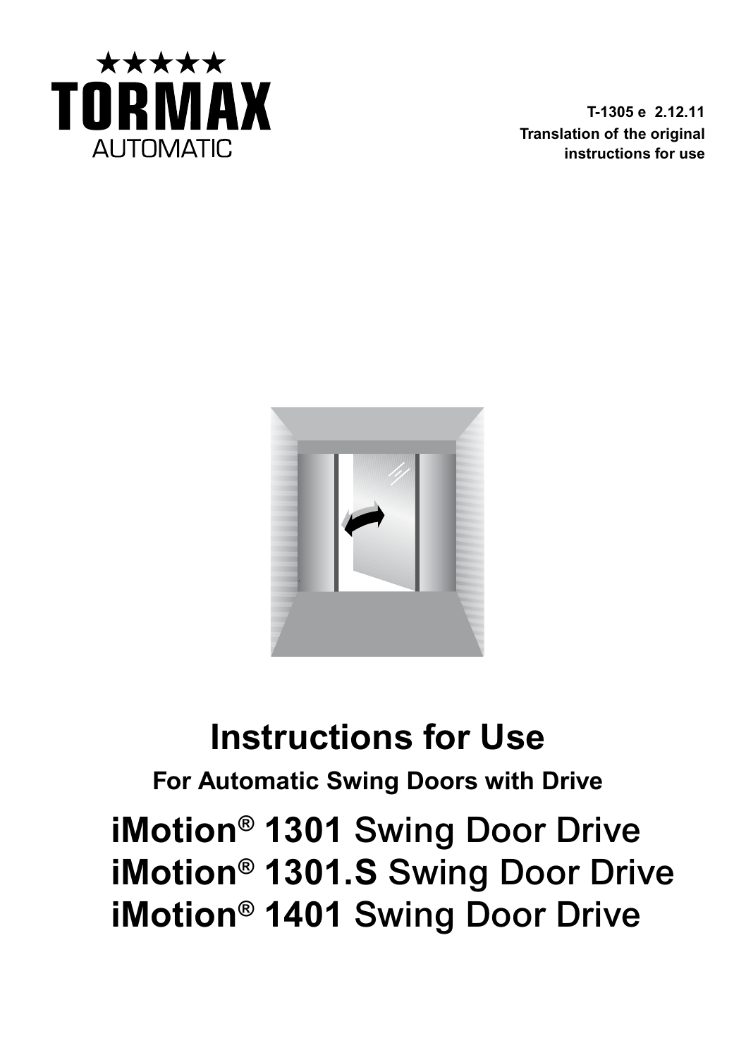★★★★★
TORMAX
AUTOMATIC

T-1305 e 2.12.11
Translation of the original instructions for use

# Instructions for Use

## For Automatic Swing Doors with Drive

**iMotion® 1301** Swing Door Drive
**iMotion® 1301.S** Swing Door Drive
**iMotion® 1401** Swing Door Drive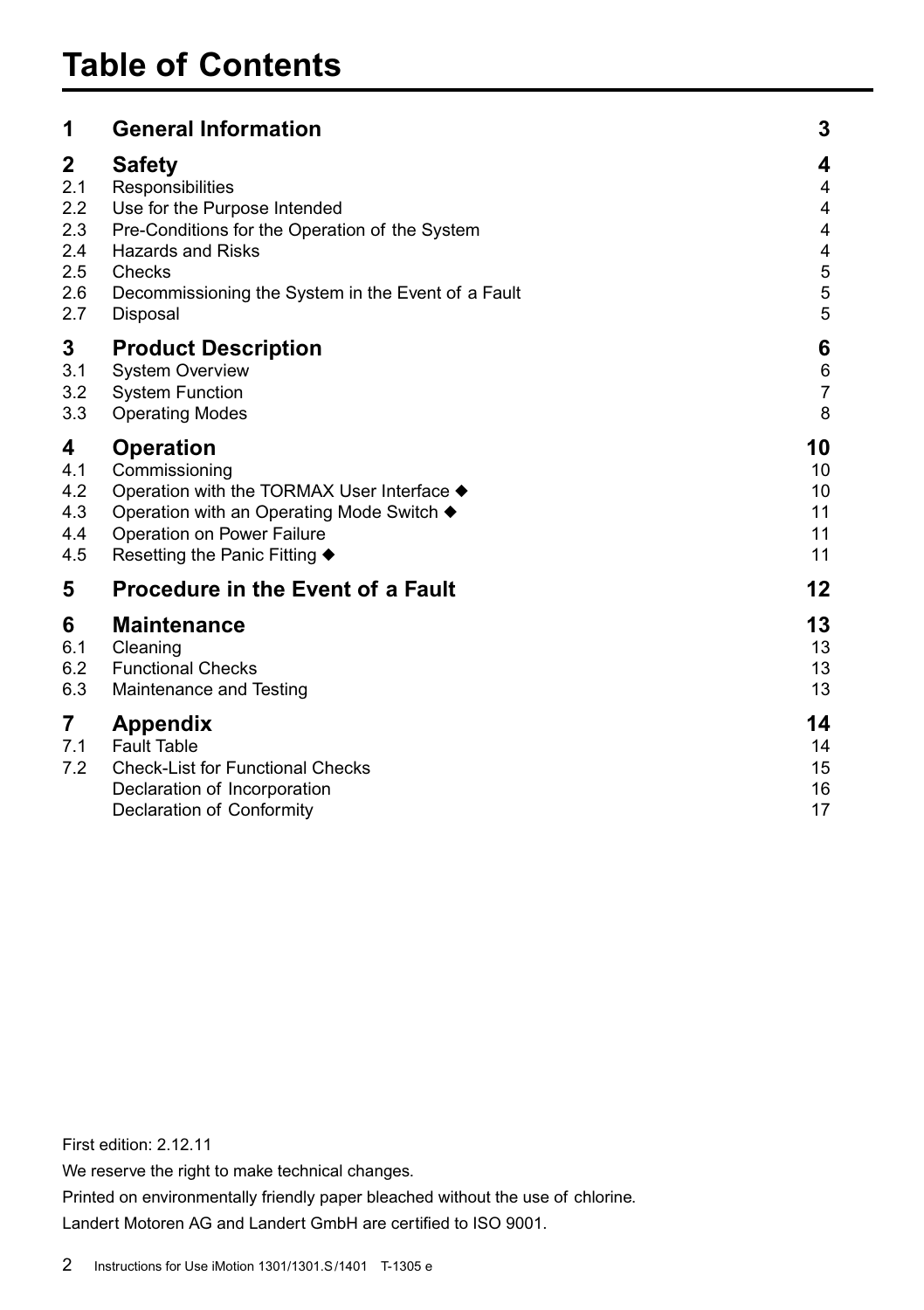# Table of Contents

| | | |
|---|---|---|
| **1** | **General Information** | **3** |
| **2** | **Safety** | **4** |
| 2.1 | Responsibilities | 4 |
| 2.2 | Use for the Purpose Intended | 4 |
| 2.3 | Pre-Conditions for the Operation of the System | 4 |
| 2.4 | Hazards and Risks | 4 |
| 2.5 | Checks | 5 |
| 2.6 | Decommissioning the System in the Event of a Fault | 5 |
| 2.7 | Disposal | 5 |
| **3** | **Product Description** | **6** |
| 3.1 | System Overview | 6 |
| 3.2 | System Function | 7 |
| 3.3 | Operating Modes | 8 |
| **4** | **Operation** | **10** |
| 4.1 | Commissioning | 10 |
| 4.2 | Operation with the TORMAX User Interface ◆ | 10 |
| 4.3 | Operation with an Operating Mode Switch ◆ | 11 |
| 4.4 | Operation on Power Failure | 11 |
| 4.5 | Resetting the Panic Fitting ◆ | 11 |
| **5** | **Procedure in the Event of a Fault** | **12** |
| **6** | **Maintenance** | **13** |
| 6.1 | Cleaning | 13 |
| 6.2 | Functional Checks | 13 |
| 6.3 | Maintenance and Testing | 13 |
| **7** | **Appendix** | **14** |
| 7.1 | Fault Table | 14 |
| 7.2 | Check-List for Functional Checks | 15 |
| | Declaration of Incorporation | 16 |
| | Declaration of Conformity | 17 |

First edition: 2.12.11

We reserve the right to make technical changes.

Printed on environmentally friendly paper bleached without the use of chlorine.

Landert Motoren AG and Landert GmbH are certified to ISO 9001.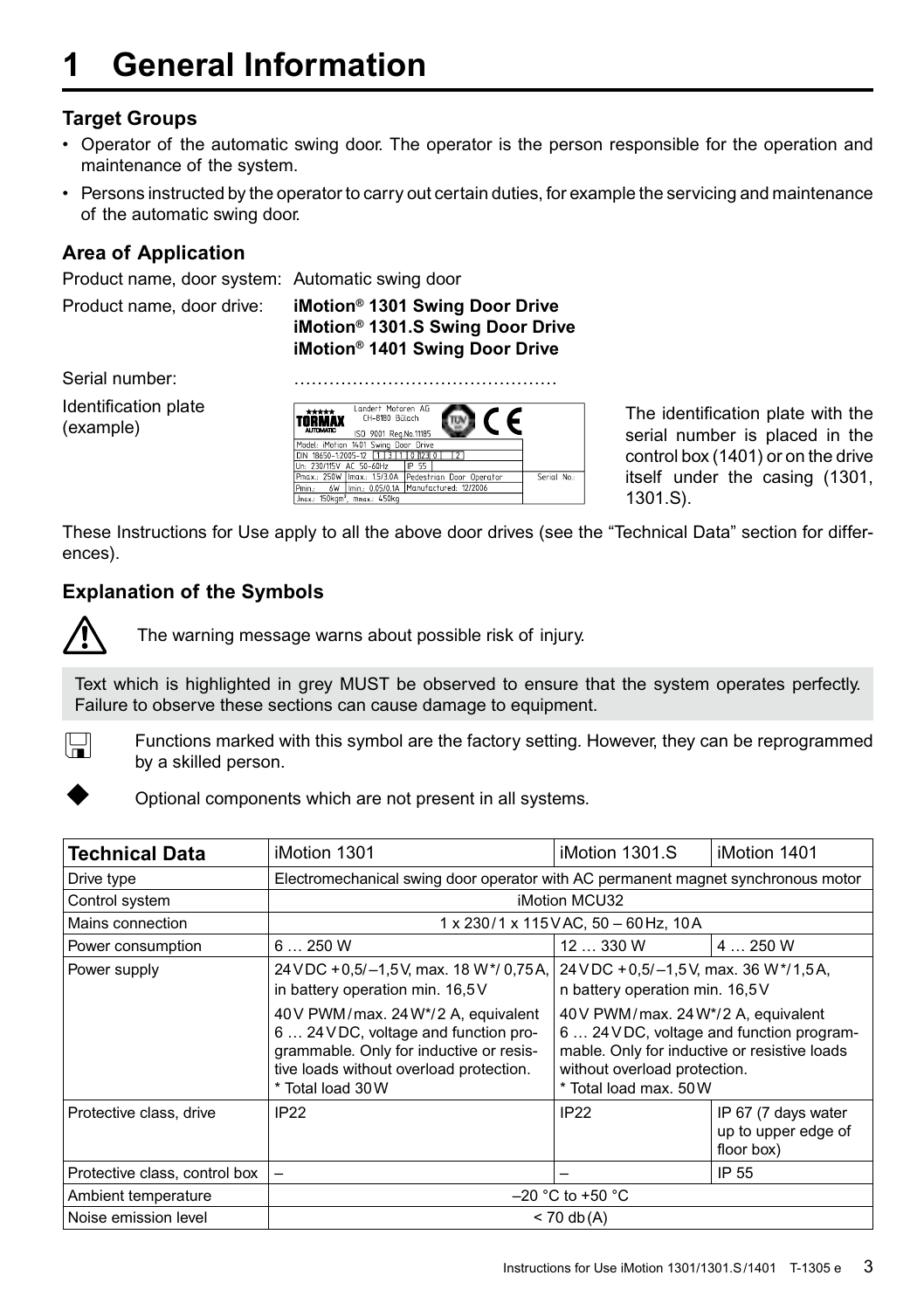# 1 General Information

### Target Groups

- Operator of the automatic swing door. The operator is the person responsible for the operation and maintenance of the system.
- Persons instructed by the operator to carry out certain duties, for example the servicing and maintenance of the automatic swing door.

### Area of Application

Product name, door system: Automatic swing door

Product name, door drive: **iMotion® 1301 Swing Door Drive**
**iMotion® 1301.S Swing Door Drive**
**iMotion® 1401 Swing Door Drive**

Serial number: ……………………………………….

Identification plate (example)

Landert Motoren AG
CH-8180 Bülach
TORMAX AUTOMATIC
ISO 9001 Reg.No.11195
Model: iMotion 1401 Swing Door Drive
DIN 18650-1:2005-12 1 3 1 0 23 0 2
Un: 230/115V AC 50-60Hz IP 55
Pmax.: 250W Imax.: 1.5/3.0A Pedestrian Door Operator Serial No.:
Pmin.: 6W Imin.: 0.05/0.1A Manufactured: 12/2006
Jmax.: 150kgm², mmax.: 450kg

The identification plate with the serial number is placed in the control box (1401) or on the drive itself under the casing (1301, 1301.S).

These Instructions for Use apply to all the above door drives (see the “Technical Data” section for differences).

### Explanation of the Symbols

⚠ The warning message warns about possible risk of injury.

Text which is highlighted in grey MUST be observed to ensure that the system operates perfectly. Failure to observe these sections can cause damage to equipment.

Functions marked with this symbol are the factory setting. However, they can be reprogrammed by a skilled person.

◆ Optional components which are not present in all systems.

| Technical Data | iMotion 1301 | iMotion 1301.S | iMotion 1401 |
|---|---|---|---|
| Drive type | Electromechanical swing door operator with AC permanent magnet synchronous motor | | |
| Control system | iMotion MCU32 | | |
| Mains connection | 1 x 230 / 1 x 115 V AC, 50 – 60 Hz, 10 A | | |
| Power consumption | 6 … 250 W | 12 … 330 W | 4 … 250 W |
| Power supply | 24 V DC +0,5/–1,5 V, max. 18 W*/ 0,75 A, in battery operation min. 16,5 V<br>40 V PWM / max. 24 W*/ 2 A, equivalent 6 … 24 V DC, voltage and function programmable. Only for inductive or resistive loads without overload protection.<br>* Total load 30 W | 24 V DC +0,5/–1,5 V, max. 36 W*/ 1,5 A, n battery operation min. 16,5 V<br>40 V PWM / max. 24 W*/ 2 A, equivalent 6 … 24 V DC, voltage and function programmable. Only for inductive or resistive loads without overload protection.<br>* Total load max. 50 W | |
| Protective class, drive | IP22 | IP22 | IP 67 (7 days water up to upper edge of floor box) |
| Protective class, control box | – | – | IP 55 |
| Ambient temperature | –20 °C to +50 °C | | |
| Noise emission level | < 70 db (A) | | |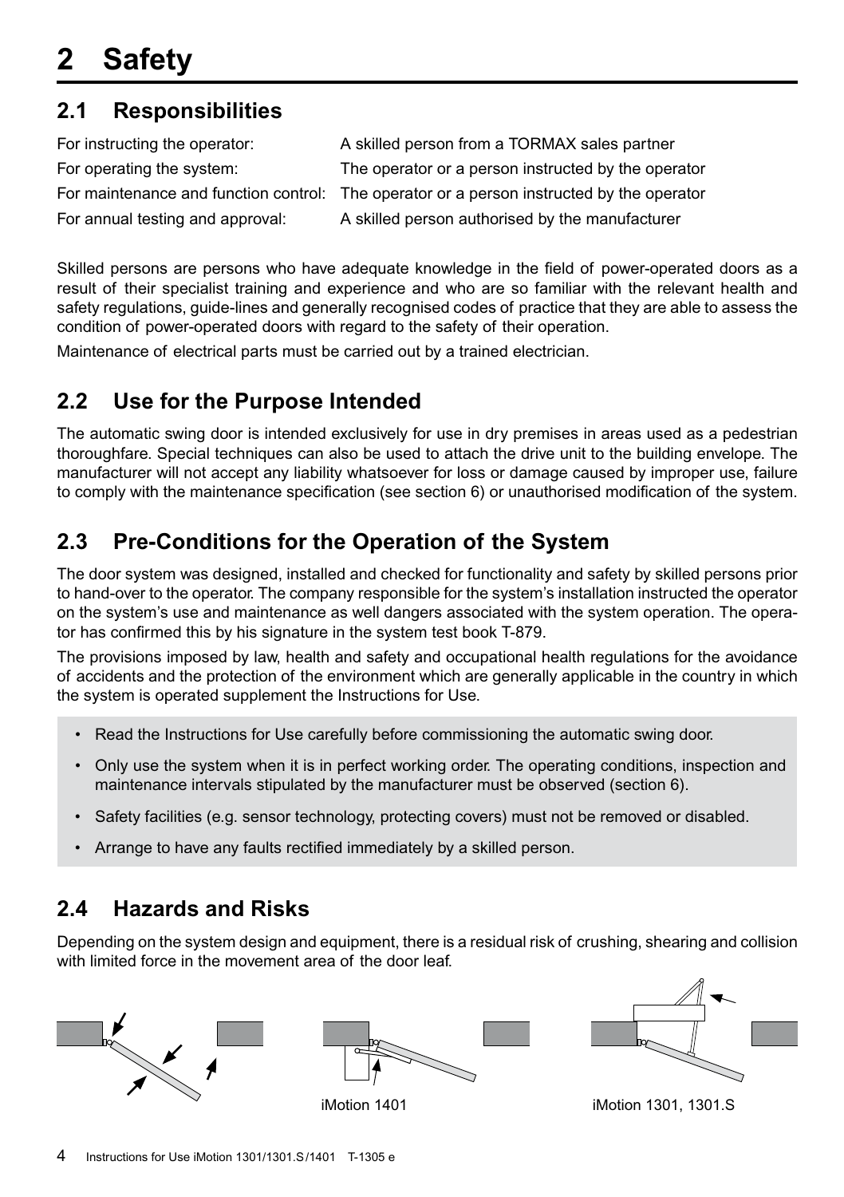# 2 Safety

## 2.1 Responsibilities

| | |
|---|---|
| For instructing the operator: | A skilled person from a TORMAX sales partner |
| For operating the system: | The operator or a person instructed by the operator |
| For maintenance and function control: | The operator or a person instructed by the operator |
| For annual testing and approval: | A skilled person authorised by the manufacturer |

Skilled persons are persons who have adequate knowledge in the field of power-operated doors as a result of their specialist training and experience and who are so familiar with the relevant health and safety regulations, guide-lines and generally recognised codes of practice that they are able to assess the condition of power-operated doors with regard to the safety of their operation.

Maintenance of electrical parts must be carried out by a trained electrician.

## 2.2 Use for the Purpose Intended

The automatic swing door is intended exclusively for use in dry premises in areas used as a pedestrian thoroughfare. Special techniques can also be used to attach the drive unit to the building envelope. The manufacturer will not accept any liability whatsoever for loss or damage caused by improper use, failure to comply with the maintenance specification (see section 6) or unauthorised modification of the system.

## 2.3 Pre-Conditions for the Operation of the System

The door system was designed, installed and checked for functionality and safety by skilled persons prior to hand-over to the operator. The company responsible for the system's installation instructed the operator on the system's use and maintenance as well dangers associated with the system operation. The operator has confirmed this by his signature in the system test book T-879.

The provisions imposed by law, health and safety and occupational health regulations for the avoidance of accidents and the protection of the environment which are generally applicable in the country in which the system is operated supplement the Instructions for Use.

- Read the Instructions for Use carefully before commissioning the automatic swing door.
- Only use the system when it is in perfect working order. The operating conditions, inspection and maintenance intervals stipulated by the manufacturer must be observed (section 6).
- Safety facilities (e.g. sensor technology, protecting covers) must not be removed or disabled.
- Arrange to have any faults rectified immediately by a skilled person.

## 2.4 Hazards and Risks

Depending on the system design and equipment, there is a residual risk of crushing, shearing and collision with limited force in the movement area of the door leaf.

iMotion 1401

iMotion 1301, 1301.S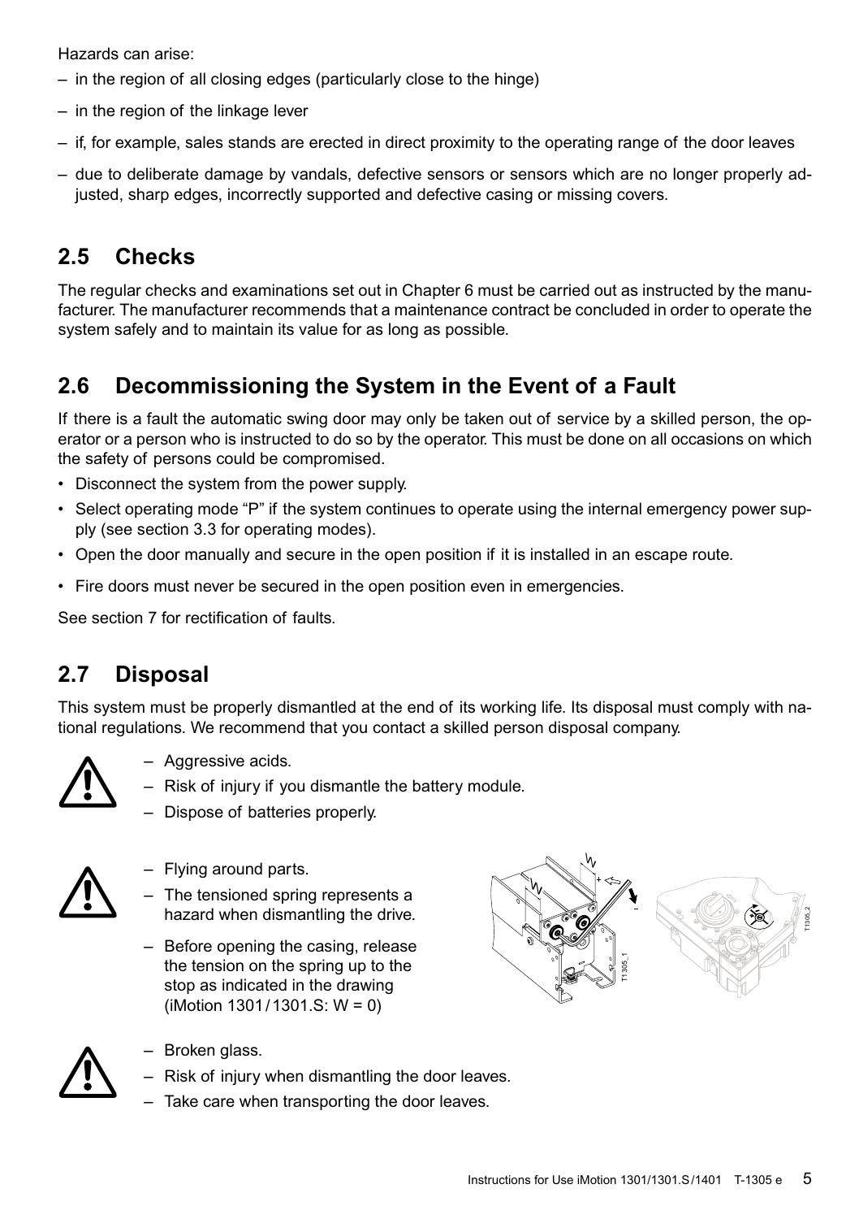Hazards can arise:

- in the region of all closing edges (particularly close to the hinge)
- in the region of the linkage lever
- if, for example, sales stands are erected in direct proximity to the operating range of the door leaves
- due to deliberate damage by vandals, defective sensors or sensors which are no longer properly adjusted, sharp edges, incorrectly supported and defective casing or missing covers.

## 2.5 Checks

The regular checks and examinations set out in Chapter 6 must be carried out as instructed by the manufacturer. The manufacturer recommends that a maintenance contract be concluded in order to operate the system safely and to maintain its value for as long as possible.

## 2.6 Decommissioning the System in the Event of a Fault

If there is a fault the automatic swing door may only be taken out of service by a skilled person, the operator or a person who is instructed to do so by the operator. This must be done on all occasions on which the safety of persons could be compromised.

- Disconnect the system from the power supply.
- Select operating mode "P" if the system continues to operate using the internal emergency power supply (see section 3.3 for operating modes).
- Open the door manually and secure in the open position if it is installed in an escape route.
- Fire doors must never be secured in the open position even in emergencies.

See section 7 for rectification of faults.

## 2.7 Disposal

This system must be properly dismantled at the end of its working life. Its disposal must comply with national regulations. We recommend that you contact a skilled person disposal company.

- Aggressive acids.
- Risk of injury if you dismantle the battery module.
- Dispose of batteries properly.

- Flying around parts.
- The tensioned spring represents a hazard when dismantling the drive.
- Before opening the casing, release the tension on the spring up to the stop as indicated in the drawing (iMotion 1301 / 1301.S: W = 0)

- Broken glass.
- Risk of injury when dismantling the door leaves.
- Take care when transporting the door leaves.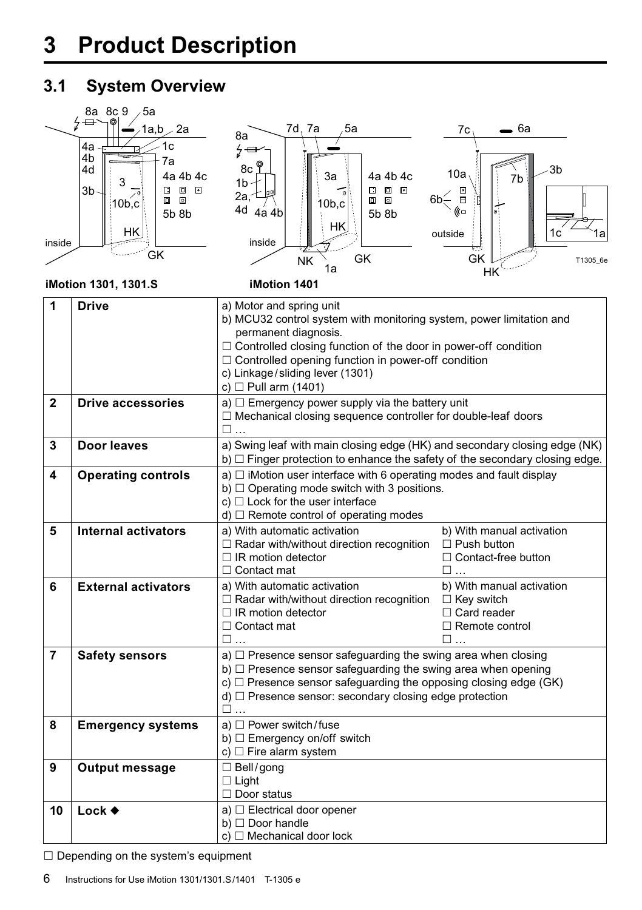# 3 Product Description

## 3.1 System Overview

iMotion 1301, 1301.S

iMotion 1401

| 1 | **Drive** | a) Motor and spring unit<br>b) MCU32 control system with monitoring system, power limitation and permanent diagnosis.<br>☐ Controlled closing function of the door in power-off condition<br>☐ Controlled opening function in power-off condition<br>c) Linkage/sliding lever (1301)<br>c) ☐ Pull arm (1401) | |
|---|---|---|---|
| **2** | **Drive accessories** | a) ☐ Emergency power supply via the battery unit<br>☐ Mechanical closing sequence controller for double-leaf doors<br>☐ … | |
| **3** | **Door leaves** | a) Swing leaf with main closing edge (HK) and secondary closing edge (NK)<br>b) ☐ Finger protection to enhance the safety of the secondary closing edge. | |
| **4** | **Operating controls** | a) ☐ iMotion user interface with 6 operating modes and fault display<br>b) ☐ Operating mode switch with 3 positions.<br>c) ☐ Lock for the user interface<br>d) ☐ Remote control of operating modes | |
| **5** | **Internal activators** | a) With automatic activation<br>☐ Radar with/without direction recognition<br>☐ IR motion detector<br>☐ Contact mat | b) With manual activation<br>☐ Push button<br>☐ Contact-free button<br>☐ … |
| **6** | **External activators** | a) With automatic activation<br>☐ Radar with/without direction recognition<br>☐ IR motion detector<br>☐ Contact mat<br>☐ … | b) With manual activation<br>☐ Key switch<br>☐ Card reader<br>☐ Remote control<br>☐ … |
| **7** | **Safety sensors** | a) ☐ Presence sensor safeguarding the swing area when closing<br>b) ☐ Presence sensor safeguarding the swing area when opening<br>c) ☐ Presence sensor safeguarding the opposing closing edge (GK)<br>d) ☐ Presence sensor: secondary closing edge protection<br>☐ … | |
| **8** | **Emergency systems** | a) ☐ Power switch/fuse<br>b) ☐ Emergency on/off switch<br>c) ☐ Fire alarm system | |
| **9** | **Output message** | ☐ Bell/gong<br>☐ Light<br>☐ Door status | |
| **10** | **Lock ◆** | a) ☐ Electrical door opener<br>b) ☐ Door handle<br>c) ☐ Mechanical door lock | |

☐ Depending on the system's equipment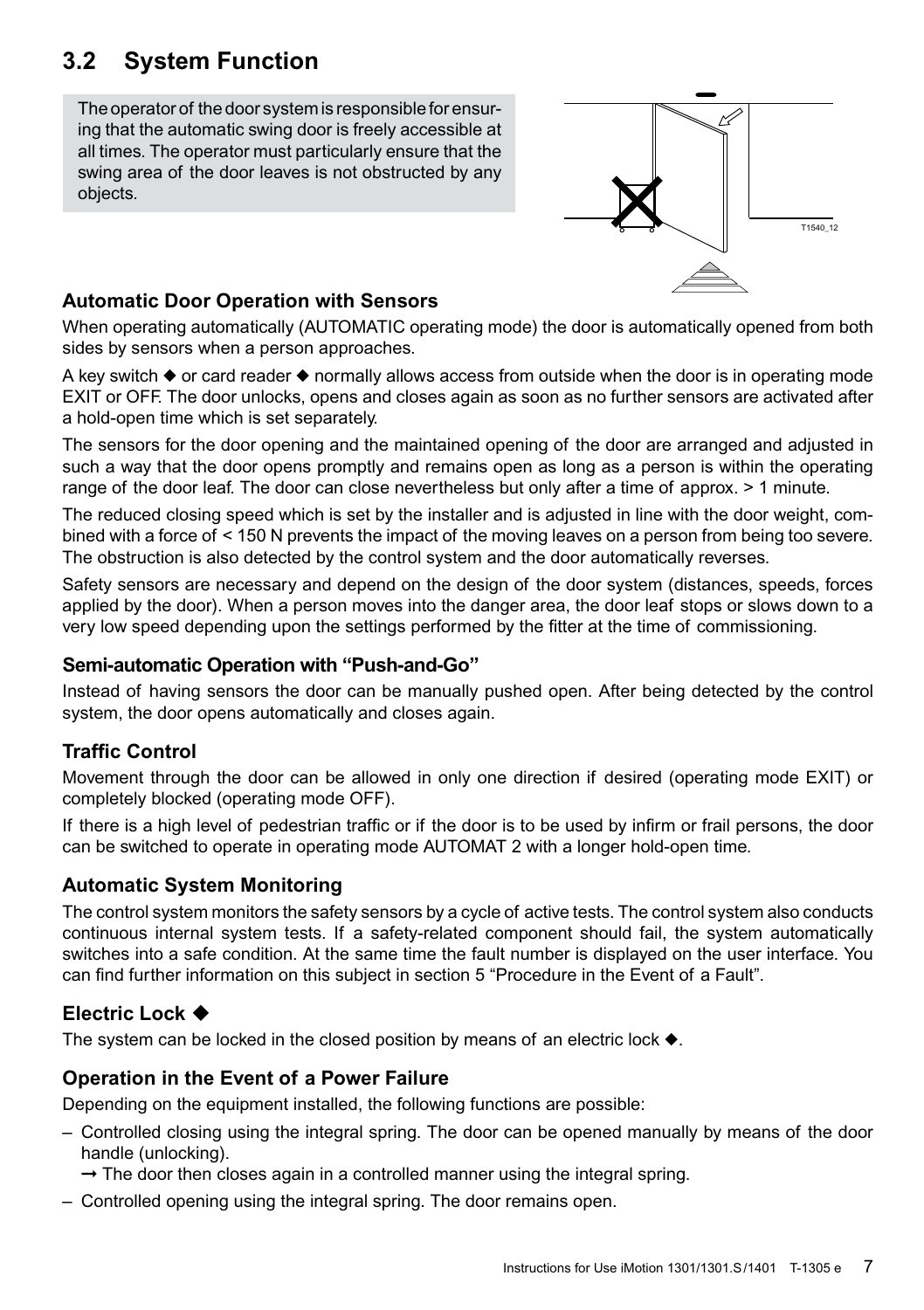## 3.2 System Function

The operator of the door system is responsible for ensuring that the automatic swing door is freely accessible at all times. The operator must particularly ensure that the swing area of the door leaves is not obstructed by any objects.

T1540_12

### Automatic Door Operation with Sensors

When operating automatically (AUTOMATIC operating mode) the door is automatically opened from both sides by sensors when a person approaches.

A key switch ◆ or card reader ◆ normally allows access from outside when the door is in operating mode EXIT or OFF. The door unlocks, opens and closes again as soon as no further sensors are activated after a hold-open time which is set separately.

The sensors for the door opening and the maintained opening of the door are arranged and adjusted in such a way that the door opens promptly and remains open as long as a person is within the operating range of the door leaf. The door can close nevertheless but only after a time of approx. > 1 minute.

The reduced closing speed which is set by the installer and is adjusted in line with the door weight, combined with a force of < 150 N prevents the impact of the moving leaves on a person from being too severe. The obstruction is also detected by the control system and the door automatically reverses.

Safety sensors are necessary and depend on the design of the door system (distances, speeds, forces applied by the door). When a person moves into the danger area, the door leaf stops or slows down to a very low speed depending upon the settings performed by the fitter at the time of commissioning.

### Semi-automatic Operation with "Push-and-Go"

Instead of having sensors the door can be manually pushed open. After being detected by the control system, the door opens automatically and closes again.

### Traffic Control

Movement through the door can be allowed in only one direction if desired (operating mode EXIT) or completely blocked (operating mode OFF).

If there is a high level of pedestrian traffic or if the door is to be used by infirm or frail persons, the door can be switched to operate in operating mode AUTOMAT 2 with a longer hold-open time.

### Automatic System Monitoring

The control system monitors the safety sensors by a cycle of active tests. The control system also conducts continuous internal system tests. If a safety-related component should fail, the system automatically switches into a safe condition. At the same time the fault number is displayed on the user interface. You can find further information on this subject in section 5 "Procedure in the Event of a Fault".

### Electric Lock ◆

The system can be locked in the closed position by means of an electric lock ◆.

### Operation in the Event of a Power Failure

Depending on the equipment installed, the following functions are possible:

- Controlled closing using the integral spring. The door can be opened manually by means of the door handle (unlocking).
  → The door then closes again in a controlled manner using the integral spring.
- Controlled opening using the integral spring. The door remains open.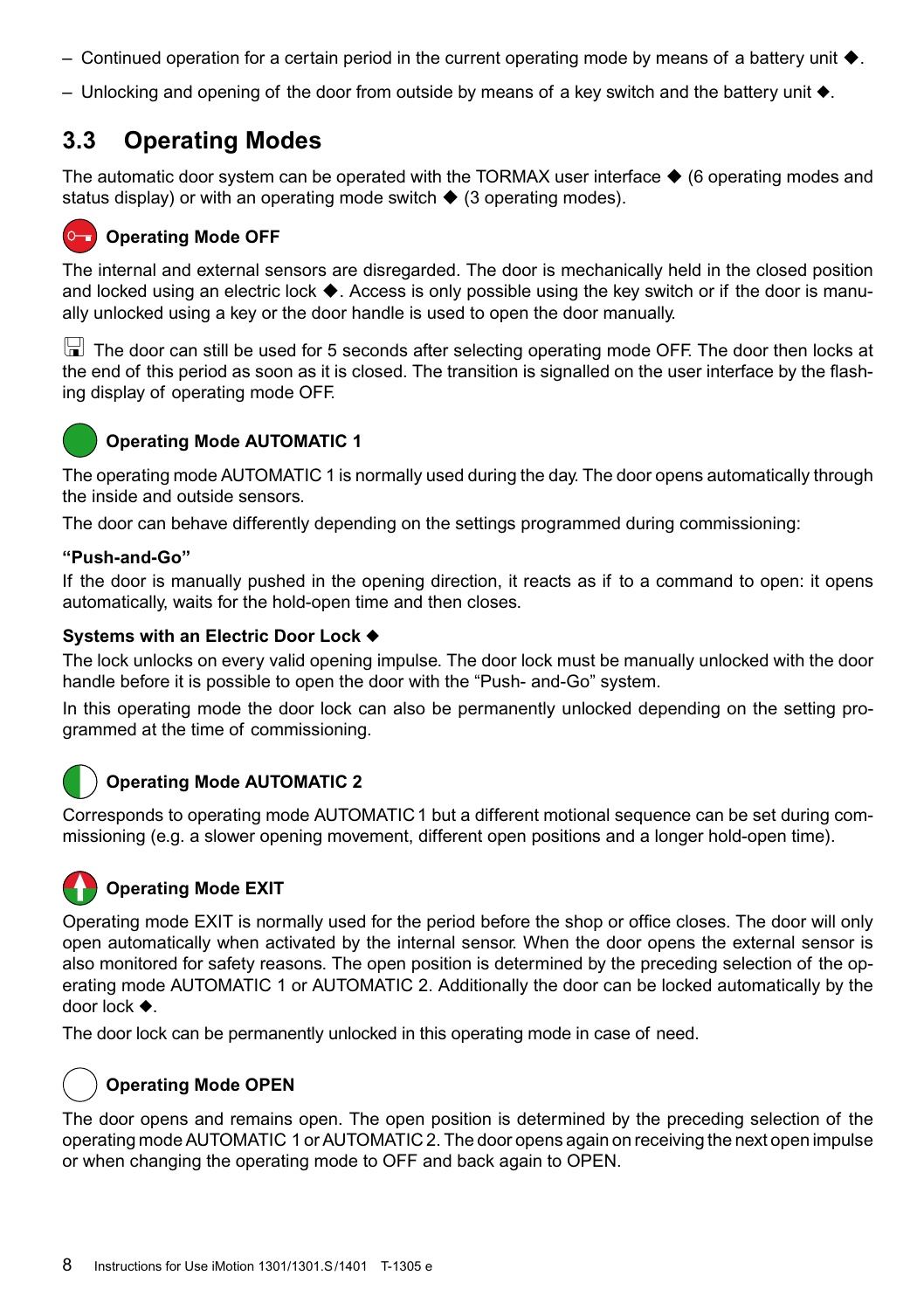– Continued operation for a certain period in the current operating mode by means of a battery unit ◆.

– Unlocking and opening of the door from outside by means of a key switch and the battery unit ◆.

## 3.3 Operating Modes

The automatic door system can be operated with the TORMAX user interface ◆ (6 operating modes and status display) or with an operating mode switch ◆ (3 operating modes).

### Operating Mode OFF

The internal and external sensors are disregarded. The door is mechanically held in the closed position and locked using an electric lock ◆. Access is only possible using the key switch or if the door is manually unlocked using a key or the door handle is used to open the door manually.

The door can still be used for 5 seconds after selecting operating mode OFF. The door then locks at the end of this period as soon as it is closed. The transition is signalled on the user interface by the flashing display of operating mode OFF.

### Operating Mode AUTOMATIC 1

The operating mode AUTOMATIC 1 is normally used during the day. The door opens automatically through the inside and outside sensors.

The door can behave differently depending on the settings programmed during commissioning:

**"Push-and-Go"**
If the door is manually pushed in the opening direction, it reacts as if to a command to open: it opens automatically, waits for the hold-open time and then closes.

**Systems with an Electric Door Lock ◆**
The lock unlocks on every valid opening impulse. The door lock must be manually unlocked with the door handle before it is possible to open the door with the "Push- and-Go" system.

In this operating mode the door lock can also be permanently unlocked depending on the setting programmed at the time of commissioning.

### Operating Mode AUTOMATIC 2

Corresponds to operating mode AUTOMATIC 1 but a different motional sequence can be set during commissioning (e.g. a slower opening movement, different open positions and a longer hold-open time).

### Operating Mode EXIT

Operating mode EXIT is normally used for the period before the shop or office closes. The door will only open automatically when activated by the internal sensor. When the door opens the external sensor is also monitored for safety reasons. The open position is determined by the preceding selection of the operating mode AUTOMATIC 1 or AUTOMATIC 2. Additionally the door can be locked automatically by the door lock ◆.

The door lock can be permanently unlocked in this operating mode in case of need.

### Operating Mode OPEN

The door opens and remains open. The open position is determined by the preceding selection of the operating mode AUTOMATIC 1 or AUTOMATIC 2. The door opens again on receiving the next open impulse or when changing the operating mode to OFF and back again to OPEN.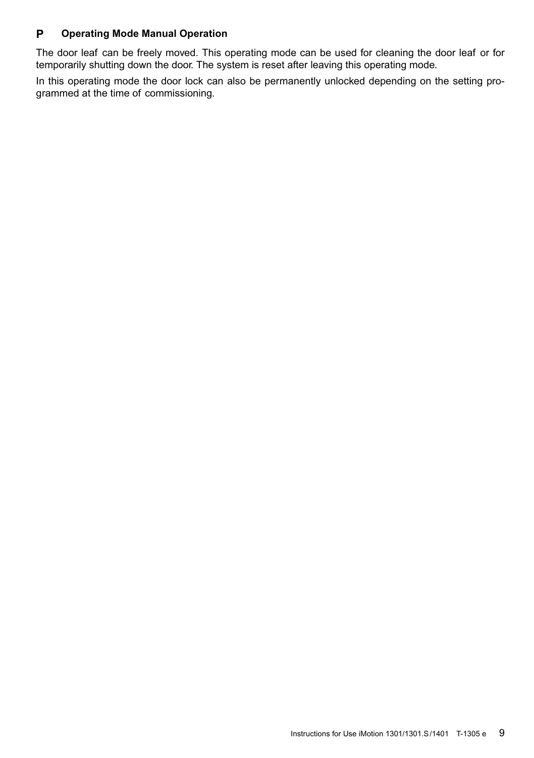### P Operating Mode Manual Operation

The door leaf can be freely moved. This operating mode can be used for cleaning the door leaf or for temporarily shutting down the door. The system is reset after leaving this operating mode.

In this operating mode the door lock can also be permanently unlocked depending on the setting programmed at the time of commissioning.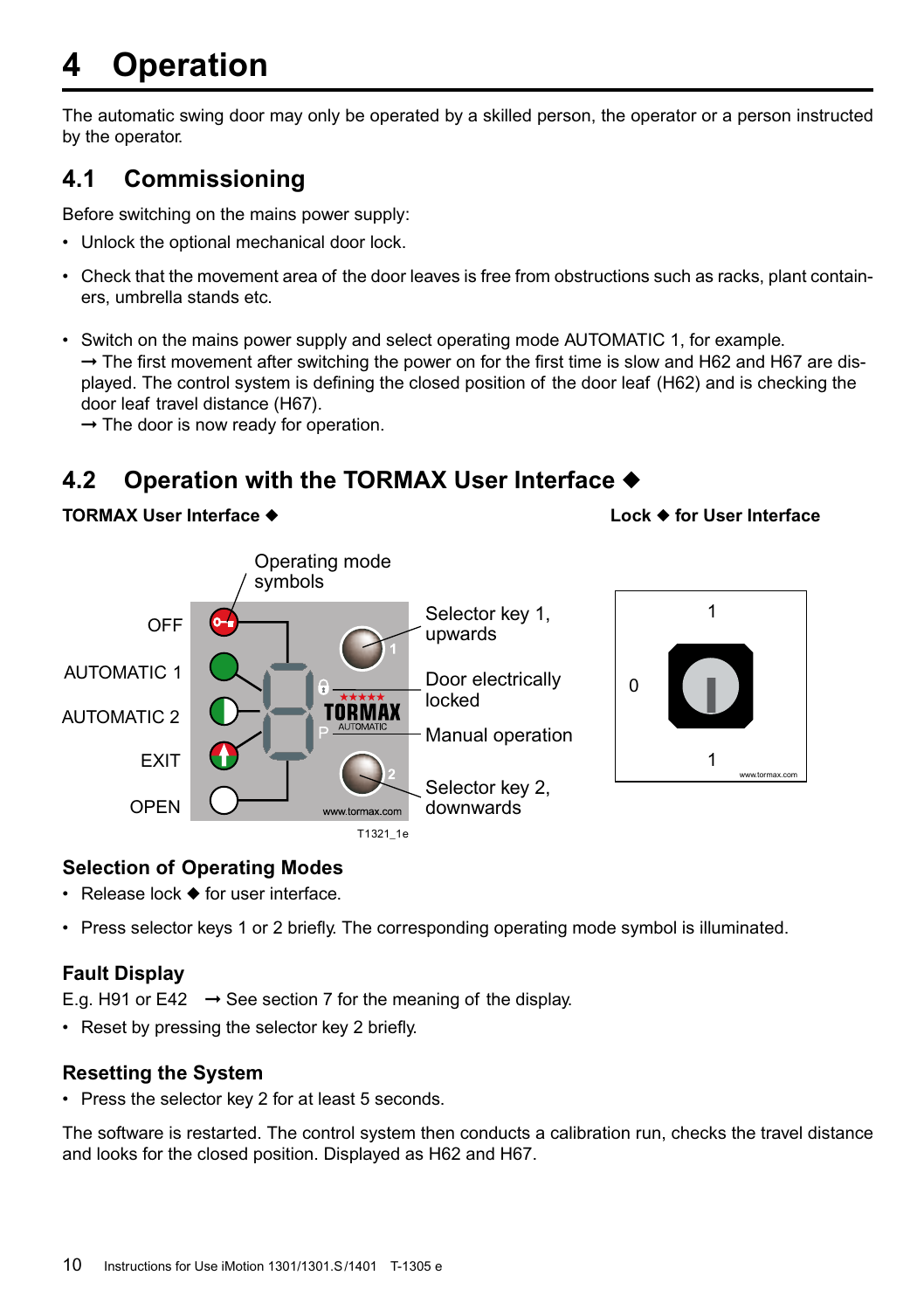# 4 Operation

The automatic swing door may only be operated by a skilled person, the operator or a person instructed by the operator.

## 4.1 Commissioning

Before switching on the mains power supply:

- Unlock the optional mechanical door lock.
- Check that the movement area of the door leaves is free from obstructions such as racks, plant containers, umbrella stands etc.

- Switch on the mains power supply and select operating mode AUTOMATIC 1, for example.
  → The first movement after switching the power on for the first time is slow and H62 and H67 are displayed. The control system is defining the closed position of the door leaf (H62) and is checking the door leaf travel distance (H67).
  → The door is now ready for operation.

## 4.2 Operation with the TORMAX User Interface ◆

**TORMAX User Interface ◆**

OFF

AUTOMATIC 1

AUTOMATIC 2

EXIT

OPEN

Operating mode symbols

Selector key 1, upwards

Door electrically locked

Manual operation

Selector key 2, downwards

T1321_1e

**Lock ◆ for User Interface**

1

0

1

### Selection of Operating Modes

- Release lock ◆ for user interface.
- Press selector keys 1 or 2 briefly. The corresponding operating mode symbol is illuminated.

### Fault Display

E.g. H91 or E42 → See section 7 for the meaning of the display.

- Reset by pressing the selector key 2 briefly.

### Resetting the System

- Press the selector key 2 for at least 5 seconds.

The software is restarted. The control system then conducts a calibration run, checks the travel distance and looks for the closed position. Displayed as H62 and H67.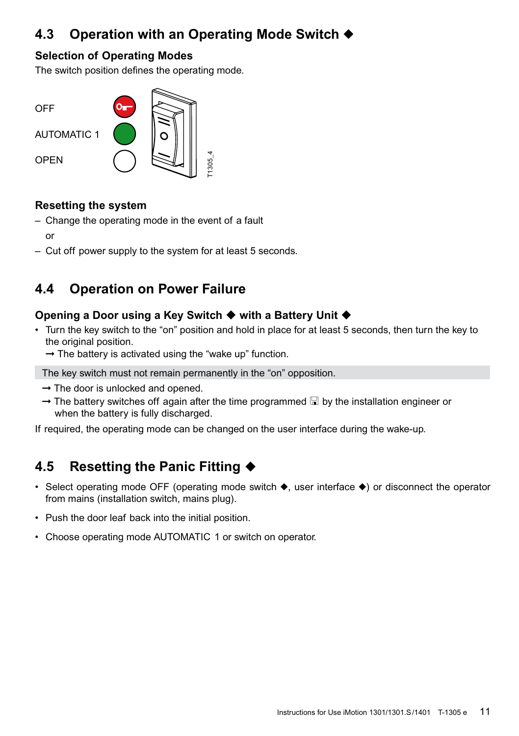## 4.3 Operation with an Operating Mode Switch ◆

### Selection of Operating Modes

The switch position defines the operating mode.

OFF

AUTOMATIC 1

OPEN

T1305_4

### Resetting the system

– Change the operating mode in the event of a fault

or

– Cut off power supply to the system for at least 5 seconds.

## 4.4 Operation on Power Failure

### Opening a Door using a Key Switch ◆ with a Battery Unit ◆

- Turn the key switch to the “on” position and hold in place for at least 5 seconds, then turn the key to the original position.
  
  → The battery is activated using the “wake up” function.

The key switch must not remain permanently in the “on” opposition.

→ The door is unlocked and opened.

→ The battery switches off again after the time programmed 🖫 by the installation engineer or when the battery is fully discharged.

If required, the operating mode can be changed on the user interface during the wake-up.

## 4.5 Resetting the Panic Fitting ◆

- Select operating mode OFF (operating mode switch ◆, user interface ◆) or disconnect the operator from mains (installation switch, mains plug).
- Push the door leaf back into the initial position.
- Choose operating mode AUTOMATIC 1 or switch on operator.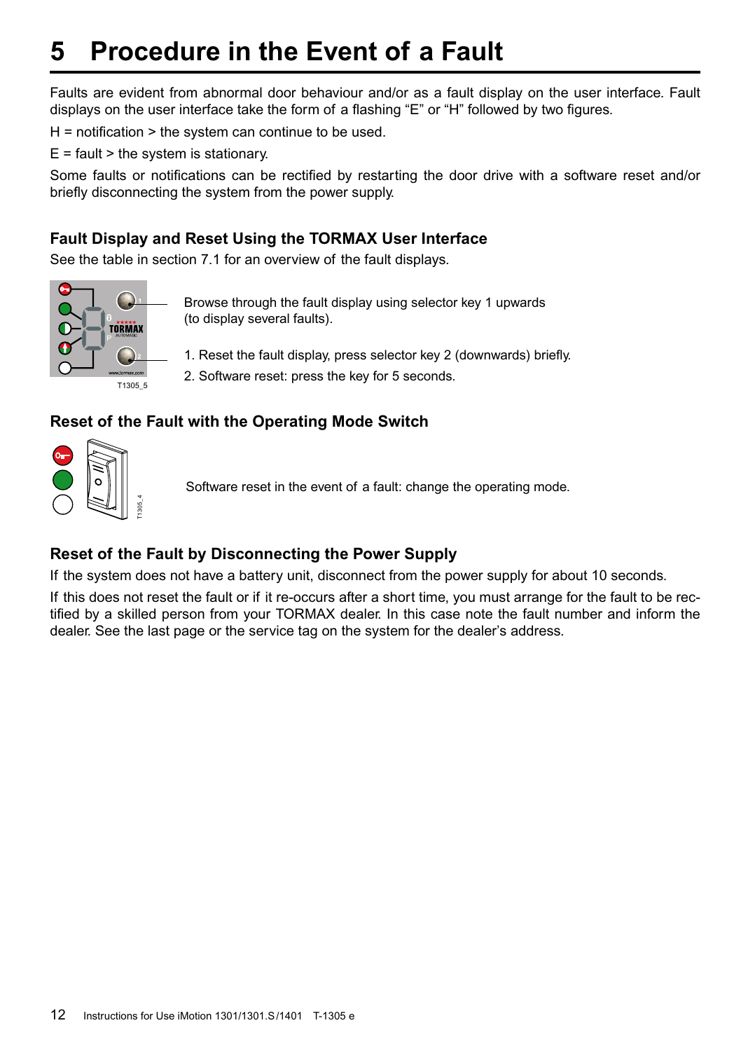# 5 Procedure in the Event of a Fault

Faults are evident from abnormal door behaviour and/or as a fault display on the user interface. Fault displays on the user interface take the form of a flashing “E” or “H” followed by two figures.

H = notification > the system can continue to be used.

E = fault > the system is stationary.

Some faults or notifications can be rectified by restarting the door drive with a software reset and/or briefly disconnecting the system from the power supply.

### Fault Display and Reset Using the TORMAX User Interface

See the table in section 7.1 for an overview of the fault displays.

T1305_5

Browse through the fault display using selector key 1 upwards (to display several faults).

1. Reset the fault display, press selector key 2 (downwards) briefly.
2. Software reset: press the key for 5 seconds.

### Reset of the Fault with the Operating Mode Switch

T1305_4

Software reset in the event of a fault: change the operating mode.

### Reset of the Fault by Disconnecting the Power Supply

If the system does not have a battery unit, disconnect from the power supply for about 10 seconds.

If this does not reset the fault or if it re-occurs after a short time, you must arrange for the fault to be rectified by a skilled person from your TORMAX dealer. In this case note the fault number and inform the dealer. See the last page or the service tag on the system for the dealer’s address.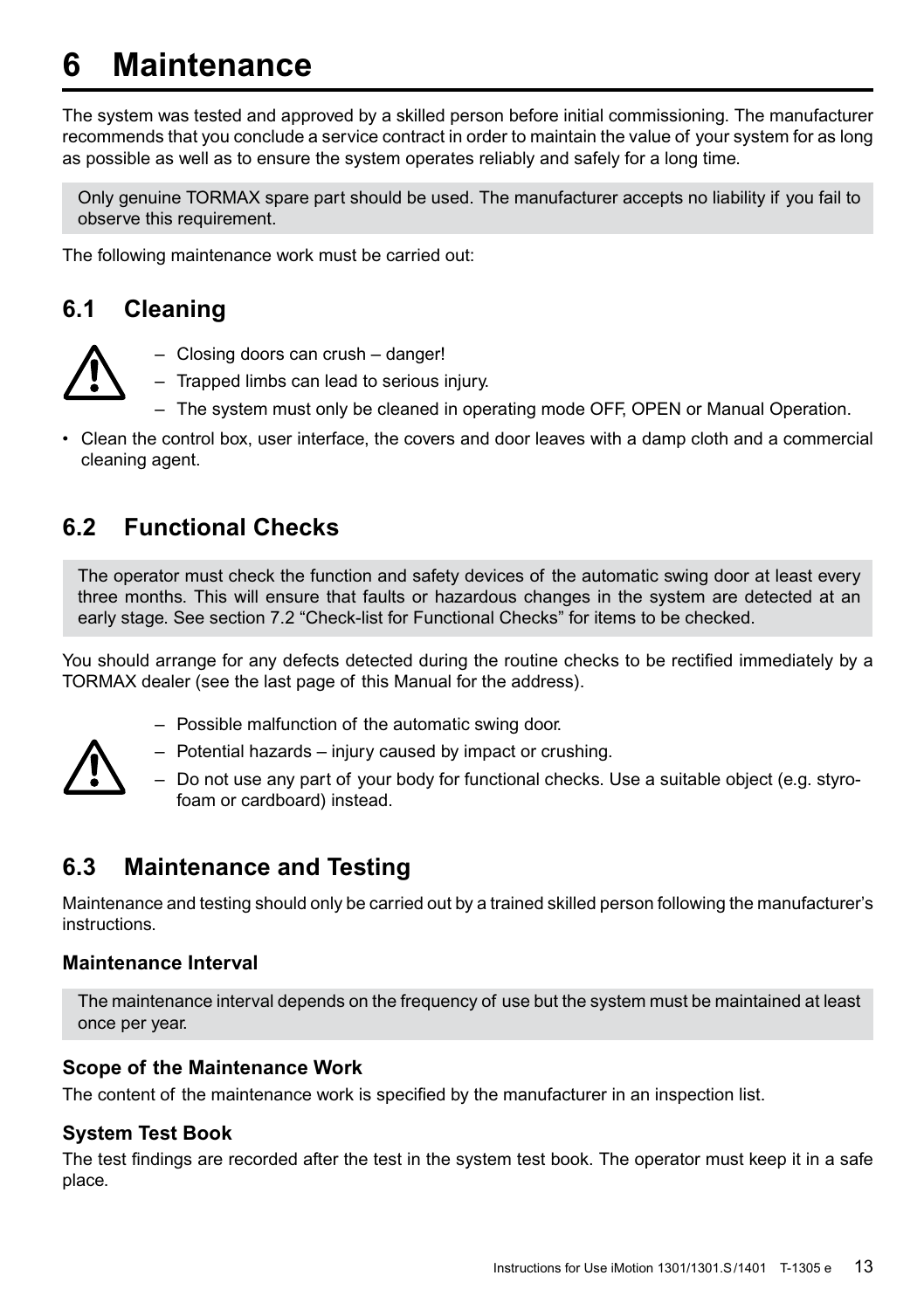# 6 Maintenance

The system was tested and approved by a skilled person before initial commissioning. The manufacturer recommends that you conclude a service contract in order to maintain the value of your system for as long as possible as well as to ensure the system operates reliably and safely for a long time.

> Only genuine TORMAX spare part should be used. The manufacturer accepts no liability if you fail to observe this requirement.

The following maintenance work must be carried out:

## 6.1 Cleaning

> ⚠
> – Closing doors can crush – danger!
> – Trapped limbs can lead to serious injury.
> – The system must only be cleaned in operating mode OFF, OPEN or Manual Operation.

- Clean the control box, user interface, the covers and door leaves with a damp cloth and a commercial cleaning agent.

## 6.2 Functional Checks

> The operator must check the function and safety devices of the automatic swing door at least every three months. This will ensure that faults or hazardous changes in the system are detected at an early stage. See section 7.2 “Check-list for Functional Checks” for items to be checked.

You should arrange for any defects detected during the routine checks to be rectified immediately by a TORMAX dealer (see the last page of this Manual for the address).

> ⚠
> – Possible malfunction of the automatic swing door.
> – Potential hazards – injury caused by impact or crushing.
> – Do not use any part of your body for functional checks. Use a suitable object (e.g. styrofoam or cardboard) instead.

## 6.3 Maintenance and Testing

Maintenance and testing should only be carried out by a trained skilled person following the manufacturer’s instructions.

### Maintenance Interval

> The maintenance interval depends on the frequency of use but the system must be maintained at least once per year.

### Scope of the Maintenance Work

The content of the maintenance work is specified by the manufacturer in an inspection list.

### System Test Book

The test findings are recorded after the test in the system test book. The operator must keep it in a safe place.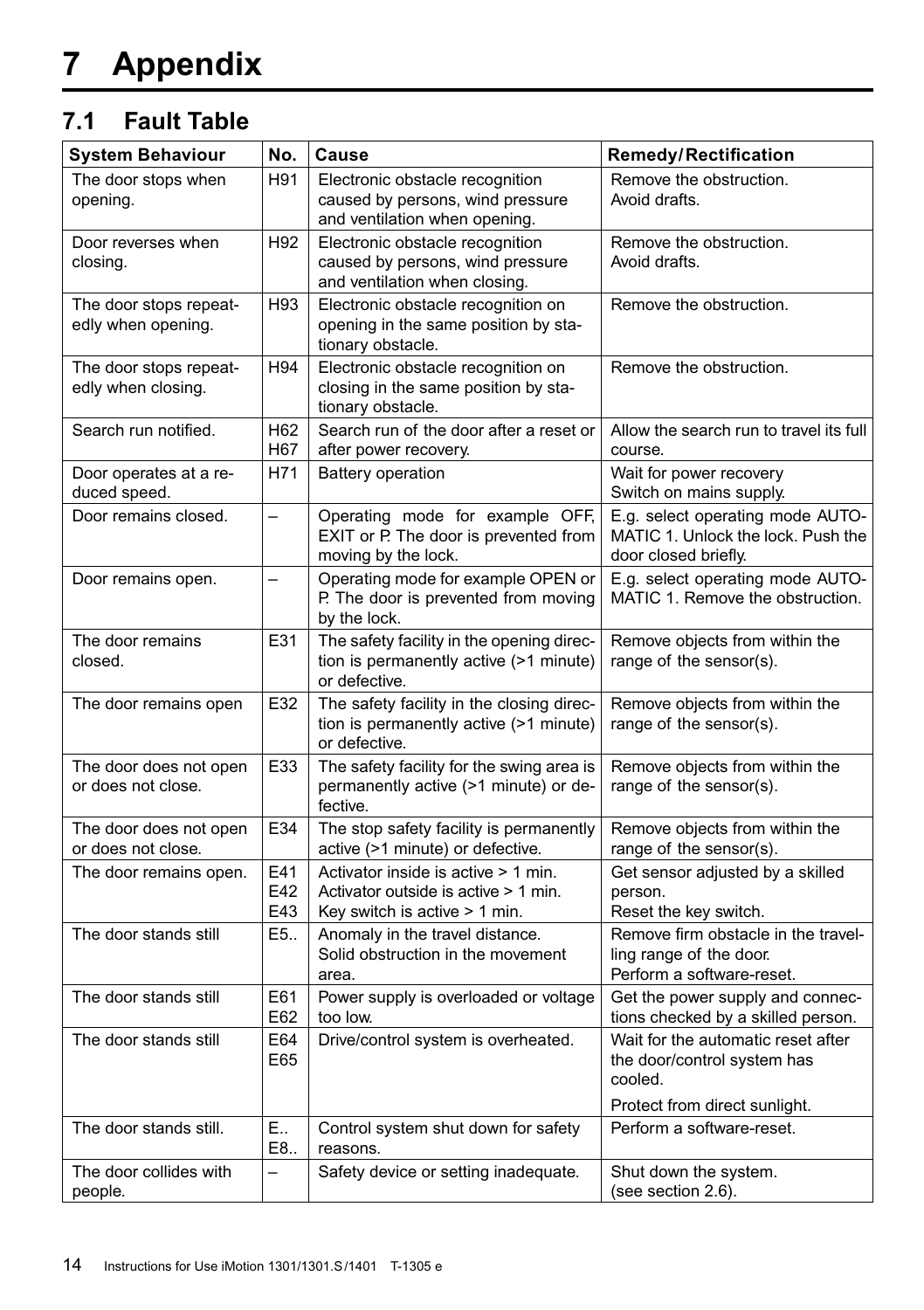# 7 Appendix

## 7.1 Fault Table

| System Behaviour | No. | Cause | Remedy/Rectification |
|---|---|---|---|
| The door stops when opening. | H91 | Electronic obstacle recognition caused by persons, wind pressure and ventilation when opening. | Remove the obstruction.<br>Avoid drafts. |
| Door reverses when closing. | H92 | Electronic obstacle recognition caused by persons, wind pressure and ventilation when closing. | Remove the obstruction.<br>Avoid drafts. |
| The door stops repeatedly when opening. | H93 | Electronic obstacle recognition on opening in the same position by stationary obstacle. | Remove the obstruction. |
| The door stops repeatedly when closing. | H94 | Electronic obstacle recognition on closing in the same position by stationary obstacle. | Remove the obstruction. |
| Search run notified. | H62<br>H67 | Search run of the door after a reset or after power recovery. | Allow the search run to travel its full course. |
| Door operates at a reduced speed. | H71 | Battery operation | Wait for power recovery<br>Switch on mains supply. |
| Door remains closed. | – | Operating mode for example OFF, EXIT or P. The door is prevented from moving by the lock. | E.g. select operating mode AUTOMATIC 1. Unlock the lock. Push the door closed briefly. |
| Door remains open. | – | Operating mode for example OPEN or P. The door is prevented from moving by the lock. | E.g. select operating mode AUTOMATIC 1. Remove the obstruction. |
| The door remains closed. | E31 | The safety facility in the opening direction is permanently active (>1 minute) or defective. | Remove objects from within the range of the sensor(s). |
| The door remains open | E32 | The safety facility in the closing direction is permanently active (>1 minute) or defective. | Remove objects from within the range of the sensor(s). |
| The door does not open or does not close. | E33 | The safety facility for the swing area is permanently active (>1 minute) or defective. | Remove objects from within the range of the sensor(s). |
| The door does not open or does not close. | E34 | The stop safety facility is permanently active (>1 minute) or defective. | Remove objects from within the range of the sensor(s). |
| The door remains open. | E41<br>E42<br>E43 | Activator inside is active > 1 min.<br>Activator outside is active > 1 min.<br>Key switch is active > 1 min. | Get sensor adjusted by a skilled person.<br>Reset the key switch. |
| The door stands still | E5.. | Anomaly in the travel distance.<br>Solid obstruction in the movement area. | Remove firm obstacle in the travelling range of the door.<br>Perform a software-reset. |
| The door stands still | E61<br>E62 | Power supply is overloaded or voltage too low. | Get the power supply and connections checked by a skilled person. |
| The door stands still | E64<br>E65 | Drive/control system is overheated. | Wait for the automatic reset after the door/control system has cooled.<br>Protect from direct sunlight. |
| The door stands still. | E..<br>E8.. | Control system shut down for safety reasons. | Perform a software-reset. |
| The door collides with people. | – | Safety device or setting inadequate. | Shut down the system.<br>(see section 2.6). |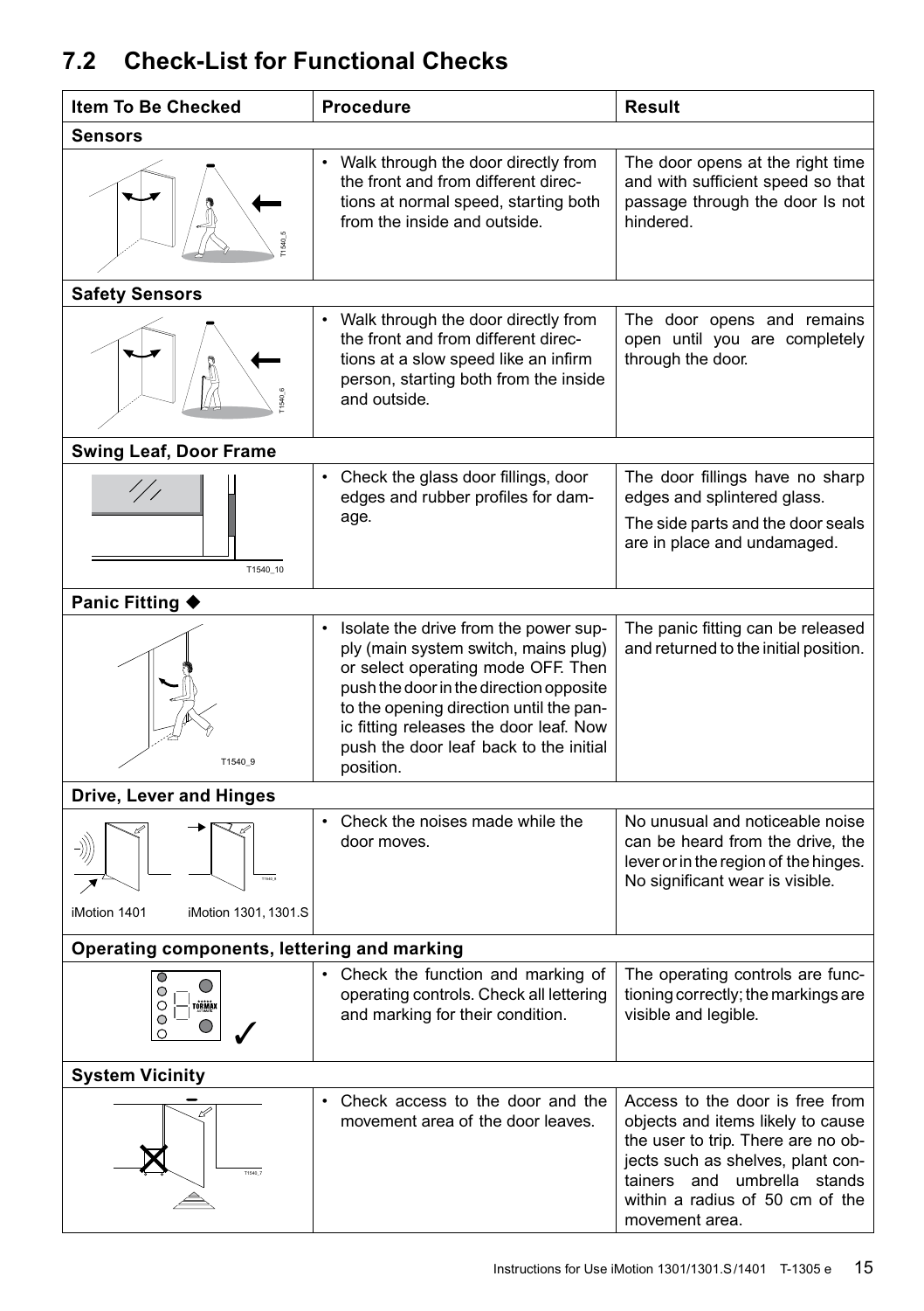## 7.2 Check-List for Functional Checks

| Item To Be Checked | Procedure | Result |
|---|---|---|
| **Sensors** | | |
| T1540_5 | • Walk through the door directly from the front and from different directions at normal speed, starting both from the inside and outside. | The door opens at the right time and with sufficient speed so that passage through the door Is not hindered. |
| **Safety Sensors** | | |
| T1540_6 | • Walk through the door directly from the front and from different directions at a slow speed like an infirm person, starting both from the inside and outside. | The door opens and remains open until you are completely through the door. |
| **Swing Leaf, Door Frame** | | |
| T1540_10 | • Check the glass door fillings, door edges and rubber profiles for damage. | The door fillings have no sharp edges and splintered glass. The side parts and the door seals are in place and undamaged. |
| **Panic Fitting ◆** | | |
| T1540_9 | • Isolate the drive from the power supply (main system switch, mains plug) or select operating mode OFF. Then push the door in the direction opposite to the opening direction until the panic fitting releases the door leaf. Now push the door leaf back to the initial position. | The panic fitting can be released and returned to the initial position. |
| **Drive, Lever and Hinges** | | |
| iMotion 1401 / iMotion 1301, 1301.S | • Check the noises made while the door moves. | No unusual and noticeable noise can be heard from the drive, the lever or in the region of the hinges. No significant wear is visible. |
| **Operating components, lettering and marking** | | |
| | • Check the function and marking of operating controls. Check all lettering and marking for their condition. | The operating controls are functioning correctly; the markings are visible and legible. |
| **System Vicinity** | | |
| T1540_7 | • Check access to the door and the movement area of the door leaves. | Access to the door is free from objects and items likely to cause the user to trip. There are no objects such as shelves, plant containers and umbrella stands within a radius of 50 cm of the movement area. |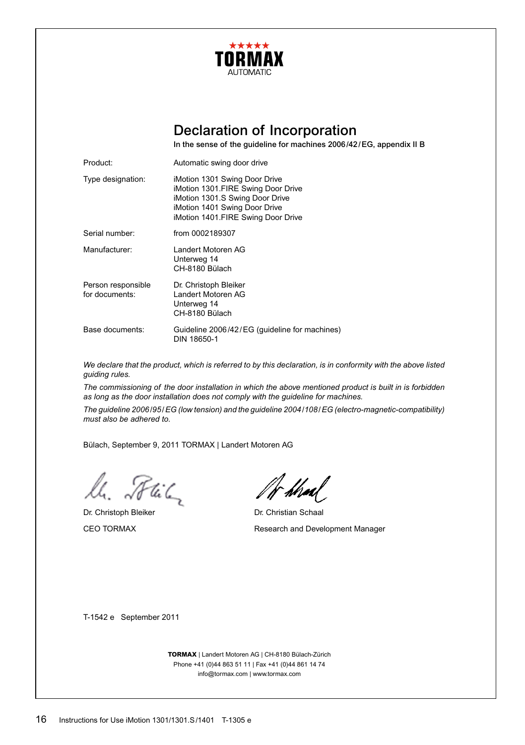TORMAX
AUTOMATIC

# Declaration of Incorporation

**In the sense of the guideline for machines 2006/42/EG, appendix II B**

| | |
|---|---|
| Product: | Automatic swing door drive |
| Type designation: | iMotion 1301 Swing Door Drive<br>iMotion 1301.FIRE Swing Door Drive<br>iMotion 1301.S Swing Door Drive<br>iMotion 1401 Swing Door Drive<br>iMotion 1401.FIRE Swing Door Drive |
| Serial number: | from 0002189307 |
| Manufacturer: | Landert Motoren AG<br>Unterweg 14<br>CH-8180 Bülach |
| Person responsible for documents: | Dr. Christoph Bleiker<br>Landert Motoren AG<br>Unterweg 14<br>CH-8180 Bülach |
| Base documents: | Guideline 2006/42/EG (guideline for machines)<br>DIN 18650-1 |

*We declare that the product, which is referred to by this declaration, is in conformity with the above listed guiding rules.*

*The commissioning of the door installation in which the above mentioned product is built in is forbidden as long as the door installation does not comply with the guideline for machines.*

*The guideline 2006/95/EG (low tension) and the guideline 2004/108/EG (electro-magnetic-compatibility) must also be adhered to.*

Bülach, September 9, 2011 TORMAX | Landert Motoren AG

Dr. Christoph Bleiker
CEO TORMAX

Dr. Christian Schaal
Research and Development Manager

T-1542 e September 2011

**TORMAX** | Landert Motoren AG | CH-8180 Bülach-Zürich
Phone +41 (0)44 863 51 11 | Fax +41 (0)44 861 14 74
info@tormax.com | www.tormax.com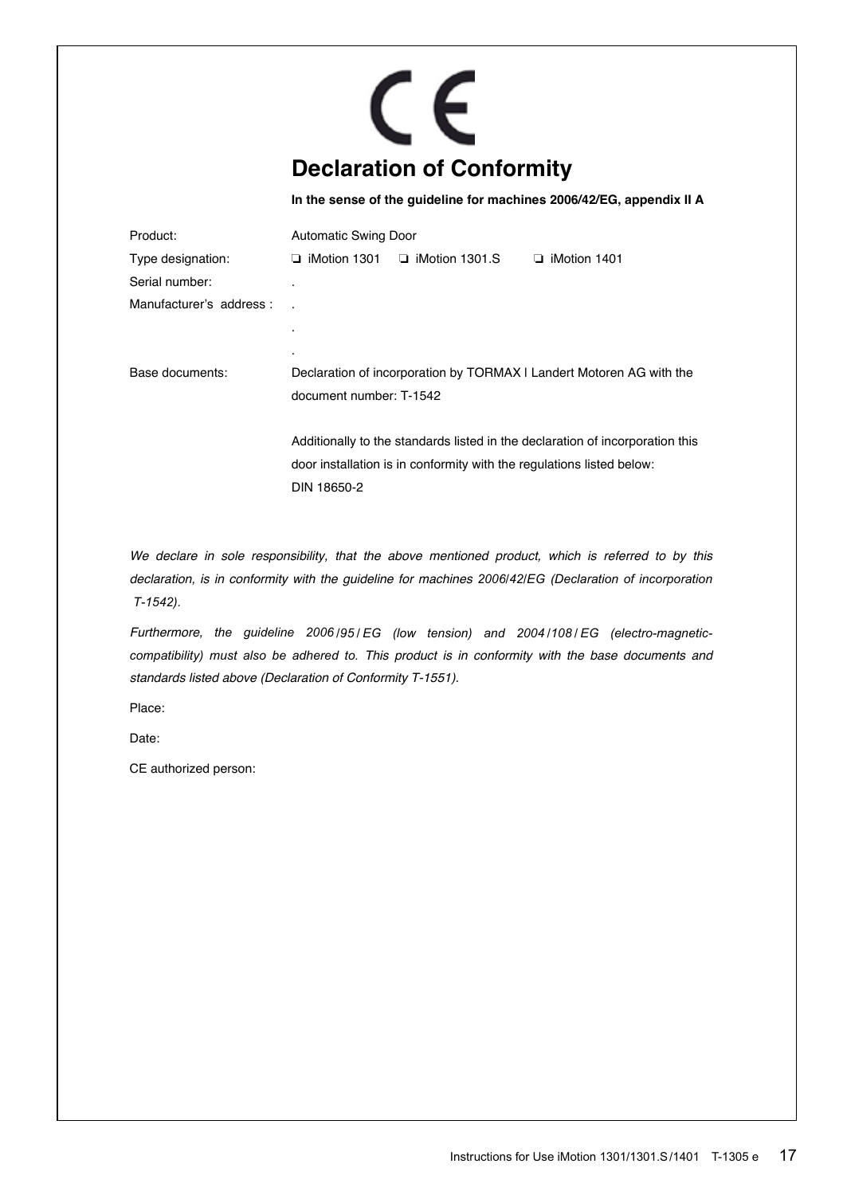CE

# Declaration of Conformity

**In the sense of the guideline for machines 2006/42/EG, appendix II A**

| | |
|---|---|
| Product: | Automatic Swing Door |
| Type designation: | ❏ iMotion 1301 ❏ iMotion 1301.S ❏ iMotion 1401 |
| Serial number: | . |
| Manufacturer's address : | . |
| | . |
| | . |
| Base documents: | Declaration of incorporation by TORMAX I Landert Motoren AG with the document number: T-1542 |
| | Additionally to the standards listed in the declaration of incorporation this door installation is in conformity with the regulations listed below: DIN 18650-2 |

*We declare in sole responsibility, that the above mentioned product, which is referred to by this declaration, is in conformity with the guideline for machines 2006/42/EG (Declaration of incorporation T-1542).*

*Furthermore, the guideline 2006/95/EG (low tension) and 2004/108/EG (electro-magnetic-compatibility) must also be adhered to. This product is in conformity with the base documents and standards listed above (Declaration of Conformity T-1551).*

Place:

Date:

CE authorized person: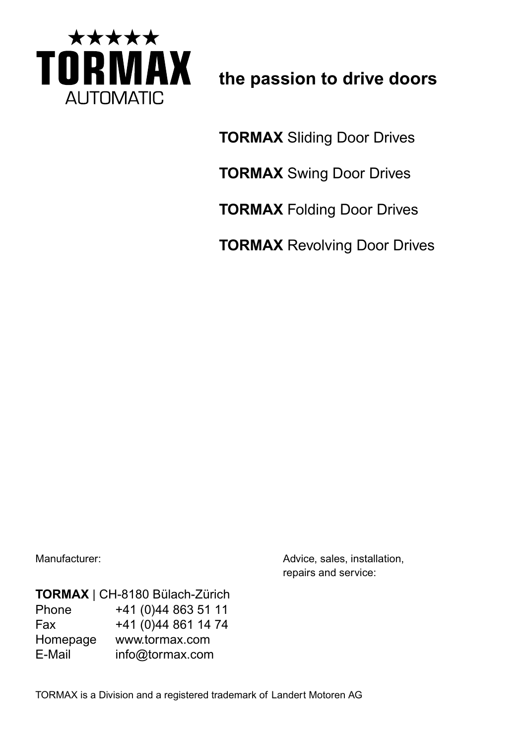★★★★★
**TORMAX**
AUTOMATIC

**the passion to drive doors**

**TORMAX** Sliding Door Drives

**TORMAX** Swing Door Drives

**TORMAX** Folding Door Drives

**TORMAX** Revolving Door Drives

Manufacturer:

**TORMAX** | CH-8180 Bülach-Zürich

| | |
|---|---|
| Phone | +41 (0)44 863 51 11 |
| Fax | +41 (0)44 861 14 74 |
| Homepage | www.tormax.com |
| E-Mail | info@tormax.com |

Advice, sales, installation, repairs and service:

TORMAX is a Division and a registered trademark of Landert Motoren AG